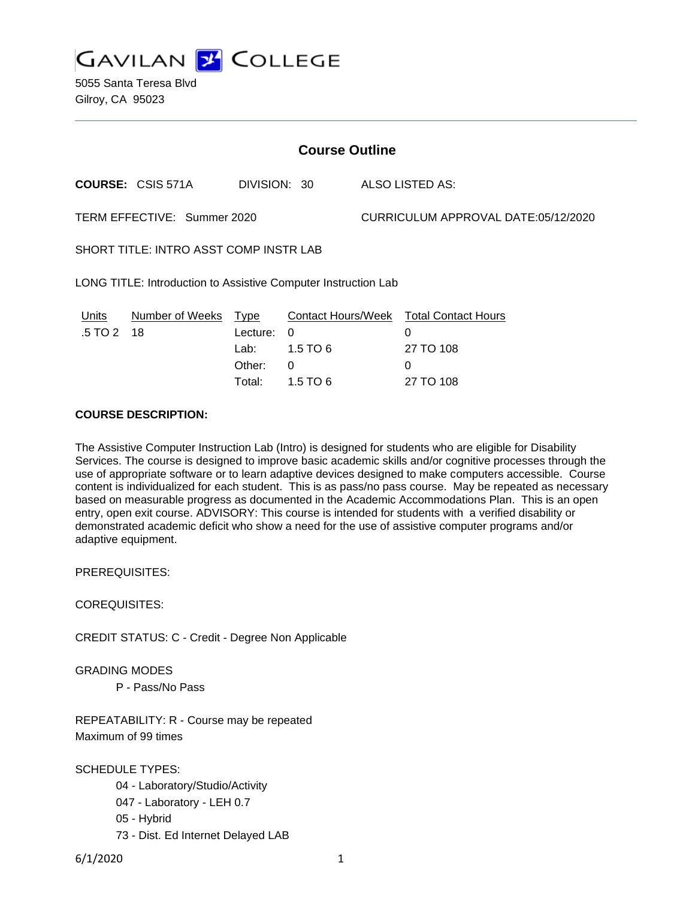# GAVILAN COLLEGE

5055 Santa Teresa Blvd
Gilroy, CA 95023

## Course Outline

**COURSE:** CSIS 571A DIVISION: 30 ALSO LISTED AS:

TERM EFFECTIVE: Summer 2020 CURRICULUM APPROVAL DATE:05/12/2020

SHORT TITLE: INTRO ASST COMP INSTR LAB

LONG TITLE: Introduction to Assistive Computer Instruction Lab

| Units | Number of Weeks | Type | Contact Hours/Week | Total Contact Hours |
|---|---|---|---|---|
| .5 TO 2 | 18 | Lecture: | 0 | 0 |
| | | Lab: | 1.5 TO 6 | 27 TO 108 |
| | | Other: | 0 | 0 |
| | | Total: | 1.5 TO 6 | 27 TO 108 |

**COURSE DESCRIPTION:**

The Assistive Computer Instruction Lab (Intro) is designed for students who are eligible for Disability Services. The course is designed to improve basic academic skills and/or cognitive processes through the use of appropriate software or to learn adaptive devices designed to make computers accessible. Course content is individualized for each student. This is as pass/no pass course. May be repeated as necessary based on measurable progress as documented in the Academic Accommodations Plan. This is an open entry, open exit course. ADVISORY: This course is intended for students with a verified disability or demonstrated academic deficit who show a need for the use of assistive computer programs and/or adaptive equipment.

PREREQUISITES:

COREQUISITES:

CREDIT STATUS: C - Credit - Degree Non Applicable

GRADING MODES

- P - Pass/No Pass

REPEATABILITY: R - Course may be repeated
Maximum of 99 times

SCHEDULE TYPES:

- 04 - Laboratory/Studio/Activity
- 047 - Laboratory - LEH 0.7
- 05 - Hybrid
- 73 - Dist. Ed Internet Delayed LAB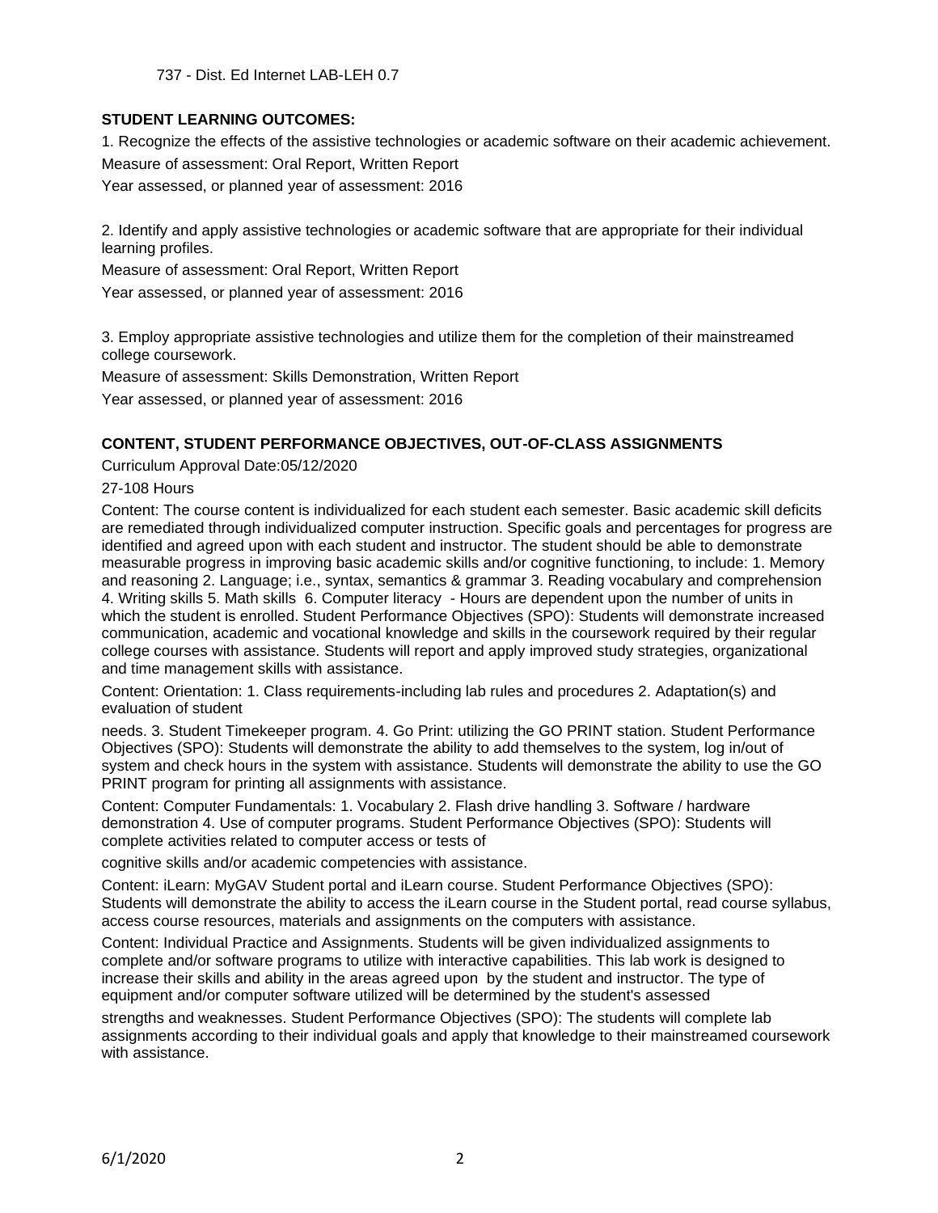737 - Dist. Ed Internet LAB-LEH 0.7

**STUDENT LEARNING OUTCOMES:**

1. Recognize the effects of the assistive technologies or academic software on their academic achievement.

Measure of assessment: Oral Report, Written Report

Year assessed, or planned year of assessment: 2016

2. Identify and apply assistive technologies or academic software that are appropriate for their individual learning profiles.

Measure of assessment: Oral Report, Written Report

Year assessed, or planned year of assessment: 2016

3. Employ appropriate assistive technologies and utilize them for the completion of their mainstreamed college coursework.

Measure of assessment: Skills Demonstration, Written Report

Year assessed, or planned year of assessment: 2016

**CONTENT, STUDENT PERFORMANCE OBJECTIVES, OUT-OF-CLASS ASSIGNMENTS**

Curriculum Approval Date:05/12/2020

27-108 Hours

Content: The course content is individualized for each student each semester. Basic academic skill deficits are remediated through individualized computer instruction. Specific goals and percentages for progress are identified and agreed upon with each student and instructor. The student should be able to demonstrate measurable progress in improving basic academic skills and/or cognitive functioning, to include: 1. Memory and reasoning 2. Language; i.e., syntax, semantics & grammar 3. Reading vocabulary and comprehension 4. Writing skills 5. Math skills 6. Computer literacy - Hours are dependent upon the number of units in which the student is enrolled. Student Performance Objectives (SPO): Students will demonstrate increased communication, academic and vocational knowledge and skills in the coursework required by their regular college courses with assistance. Students will report and apply improved study strategies, organizational and time management skills with assistance.

Content: Orientation: 1. Class requirements-including lab rules and procedures 2. Adaptation(s) and evaluation of student needs. 3. Student Timekeeper program. 4. Go Print: utilizing the GO PRINT station. Student Performance Objectives (SPO): Students will demonstrate the ability to add themselves to the system, log in/out of system and check hours in the system with assistance. Students will demonstrate the ability to use the GO PRINT program for printing all assignments with assistance.

Content: Computer Fundamentals: 1. Vocabulary 2. Flash drive handling 3. Software / hardware demonstration 4. Use of computer programs. Student Performance Objectives (SPO): Students will complete activities related to computer access or tests of cognitive skills and/or academic competencies with assistance.

Content: iLearn: MyGAV Student portal and iLearn course. Student Performance Objectives (SPO): Students will demonstrate the ability to access the iLearn course in the Student portal, read course syllabus, access course resources, materials and assignments on the computers with assistance.

Content: Individual Practice and Assignments. Students will be given individualized assignments to complete and/or software programs to utilize with interactive capabilities. This lab work is designed to increase their skills and ability in the areas agreed upon by the student and instructor. The type of equipment and/or computer software utilized will be determined by the student's assessed strengths and weaknesses. Student Performance Objectives (SPO): The students will complete lab assignments according to their individual goals and apply that knowledge to their mainstreamed coursework with assistance.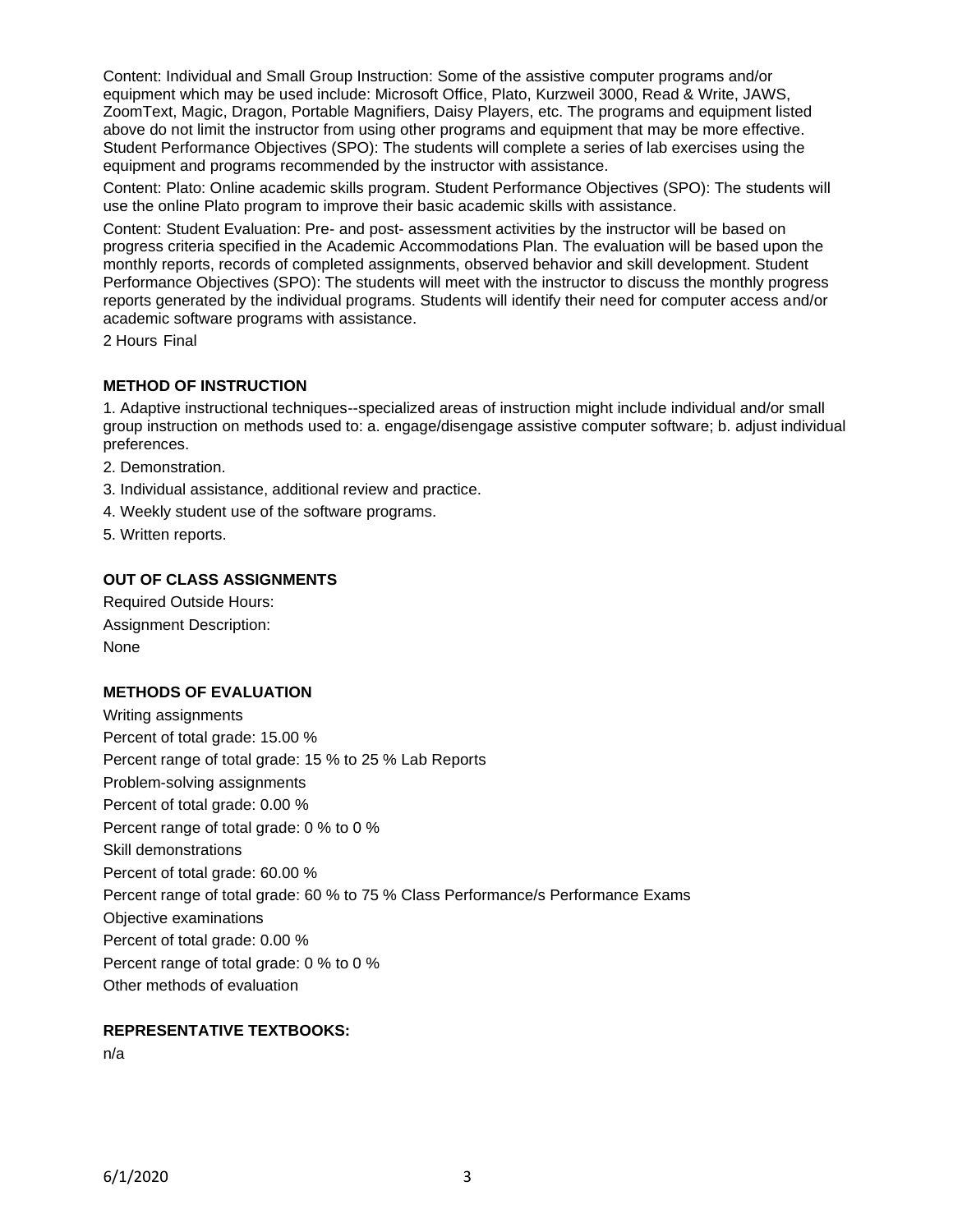Content: Individual and Small Group Instruction: Some of the assistive computer programs and/or equipment which may be used include: Microsoft Office, Plato, Kurzweil 3000, Read & Write, JAWS, ZoomText, Magic, Dragon, Portable Magnifiers, Daisy Players, etc. The programs and equipment listed above do not limit the instructor from using other programs and equipment that may be more effective. Student Performance Objectives (SPO): The students will complete a series of lab exercises using the equipment and programs recommended by the instructor with assistance.

Content: Plato: Online academic skills program. Student Performance Objectives (SPO): The students will use the online Plato program to improve their basic academic skills with assistance.

Content: Student Evaluation: Pre- and post- assessment activities by the instructor will be based on progress criteria specified in the Academic Accommodations Plan. The evaluation will be based upon the monthly reports, records of completed assignments, observed behavior and skill development. Student Performance Objectives (SPO): The students will meet with the instructor to discuss the monthly progress reports generated by the individual programs. Students will identify their need for computer access and/or academic software programs with assistance.

2 Hours Final

**METHOD OF INSTRUCTION**

1. Adaptive instructional techniques--specialized areas of instruction might include individual and/or small group instruction on methods used to: a. engage/disengage assistive computer software; b. adjust individual preferences.
2. Demonstration.
3. Individual assistance, additional review and practice.
4. Weekly student use of the software programs.
5. Written reports.

**OUT OF CLASS ASSIGNMENTS**

Required Outside Hours:

Assignment Description:

None

**METHODS OF EVALUATION**

Writing assignments

Percent of total grade: 15.00 %

Percent range of total grade: 15 % to 25 % Lab Reports

Problem-solving assignments

Percent of total grade: 0.00 %

Percent range of total grade: 0 % to 0 %

Skill demonstrations

Percent of total grade: 60.00 %

Percent range of total grade: 60 % to 75 % Class Performance/s Performance Exams

Objective examinations

Percent of total grade: 0.00 %

Percent range of total grade: 0 % to 0 %

Other methods of evaluation

**REPRESENTATIVE TEXTBOOKS:**

n/a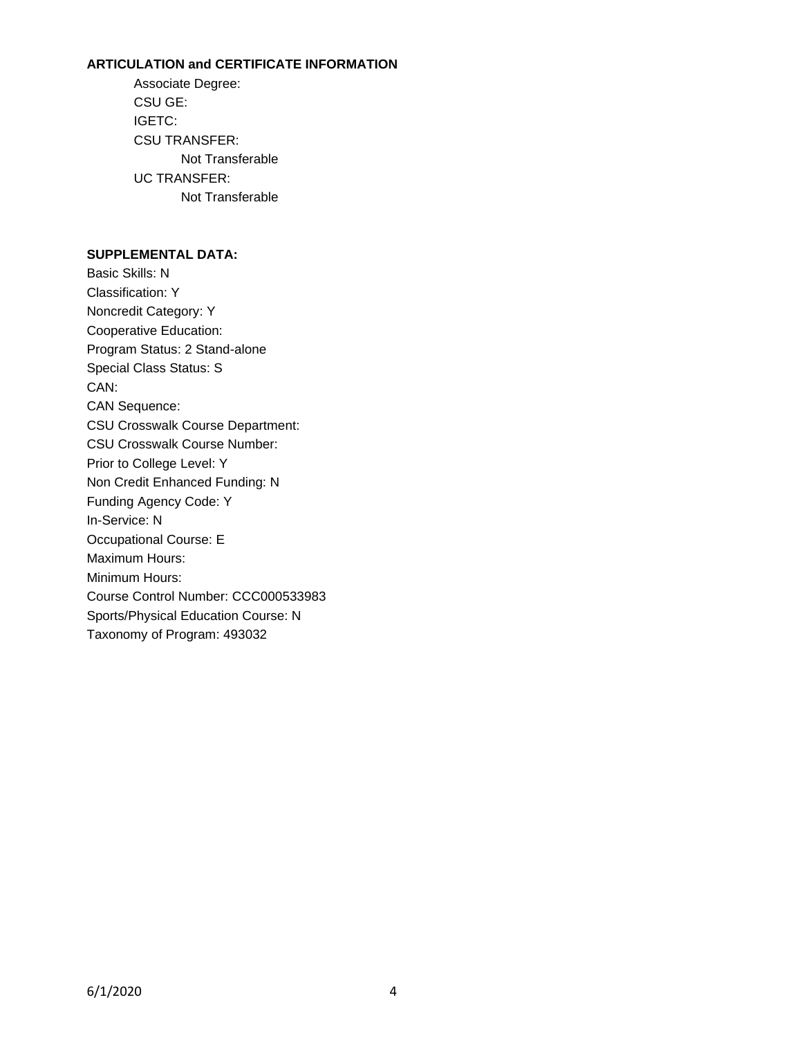**ARTICULATION and CERTIFICATE INFORMATION**

Associate Degree:
CSU GE:
IGETC:
CSU TRANSFER:
Not Transferable
UC TRANSFER:
Not Transferable

**SUPPLEMENTAL DATA:**

Basic Skills: N
Classification: Y
Noncredit Category: Y
Cooperative Education:
Program Status: 2 Stand-alone
Special Class Status: S
CAN:
CAN Sequence:
CSU Crosswalk Course Department:
CSU Crosswalk Course Number:
Prior to College Level: Y
Non Credit Enhanced Funding: N
Funding Agency Code: Y
In-Service: N
Occupational Course: E
Maximum Hours:
Minimum Hours:
Course Control Number: CCC000533983
Sports/Physical Education Course: N
Taxonomy of Program: 493032

6/1/2020